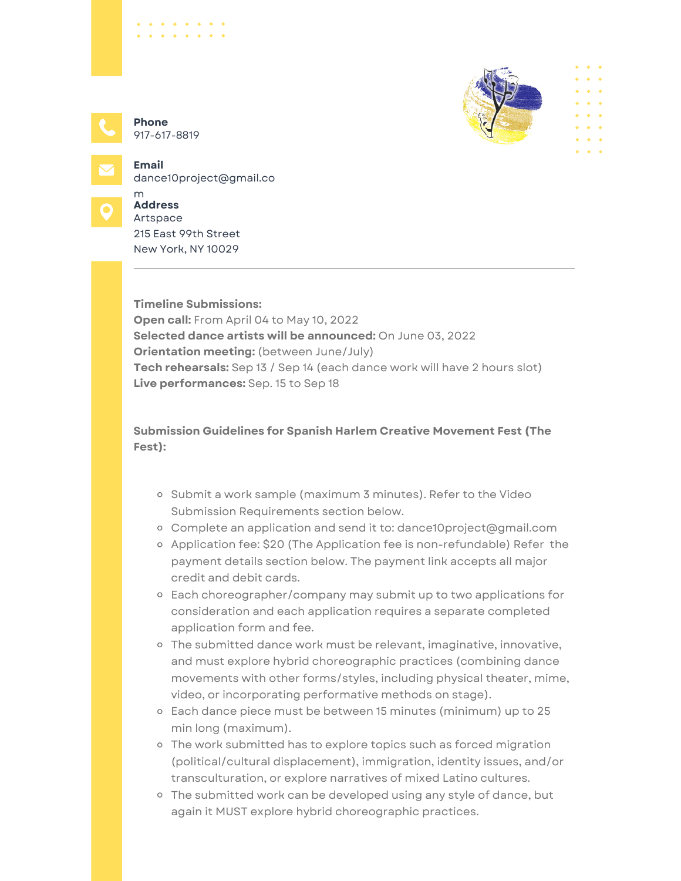**Phone**
917-617-8819

**Email**
dance10project@gmail.com

**Address**
Artspace
215 East 99th Street
New York, NY 10029

---

**Timeline Submissions:**
**Open call:** From April 04 to May 10, 2022
**Selected dance artists will be announced:** On June 03, 2022
**Orientation meeting:** (between June/July)
**Tech rehearsals:** Sep 13 / Sep 14 (each dance work will have 2 hours slot)
**Live performances:** Sep. 15 to Sep 18

**Submission Guidelines for Spanish Harlem Creative Movement Fest (The Fest):**

- Submit a work sample (maximum 3 minutes). Refer to the Video Submission Requirements section below.
- Complete an application and send it to: dance10project@gmail.com
- Application fee: $20 (The Application fee is non-refundable) Refer the payment details section below. The payment link accepts all major credit and debit cards.
- Each choreographer/company may submit up to two applications for consideration and each application requires a separate completed application form and fee.
- The submitted dance work must be relevant, imaginative, innovative, and must explore hybrid choreographic practices (combining dance movements with other forms/styles, including physical theater, mime, video, or incorporating performative methods on stage).
- Each dance piece must be between 15 minutes (minimum) up to 25 min long (maximum).
- The work submitted has to explore topics such as forced migration (political/cultural displacement), immigration, identity issues, and/or transculturation, or explore narratives of mixed Latino cultures.
- The submitted work can be developed using any style of dance, but again it MUST explore hybrid choreographic practices.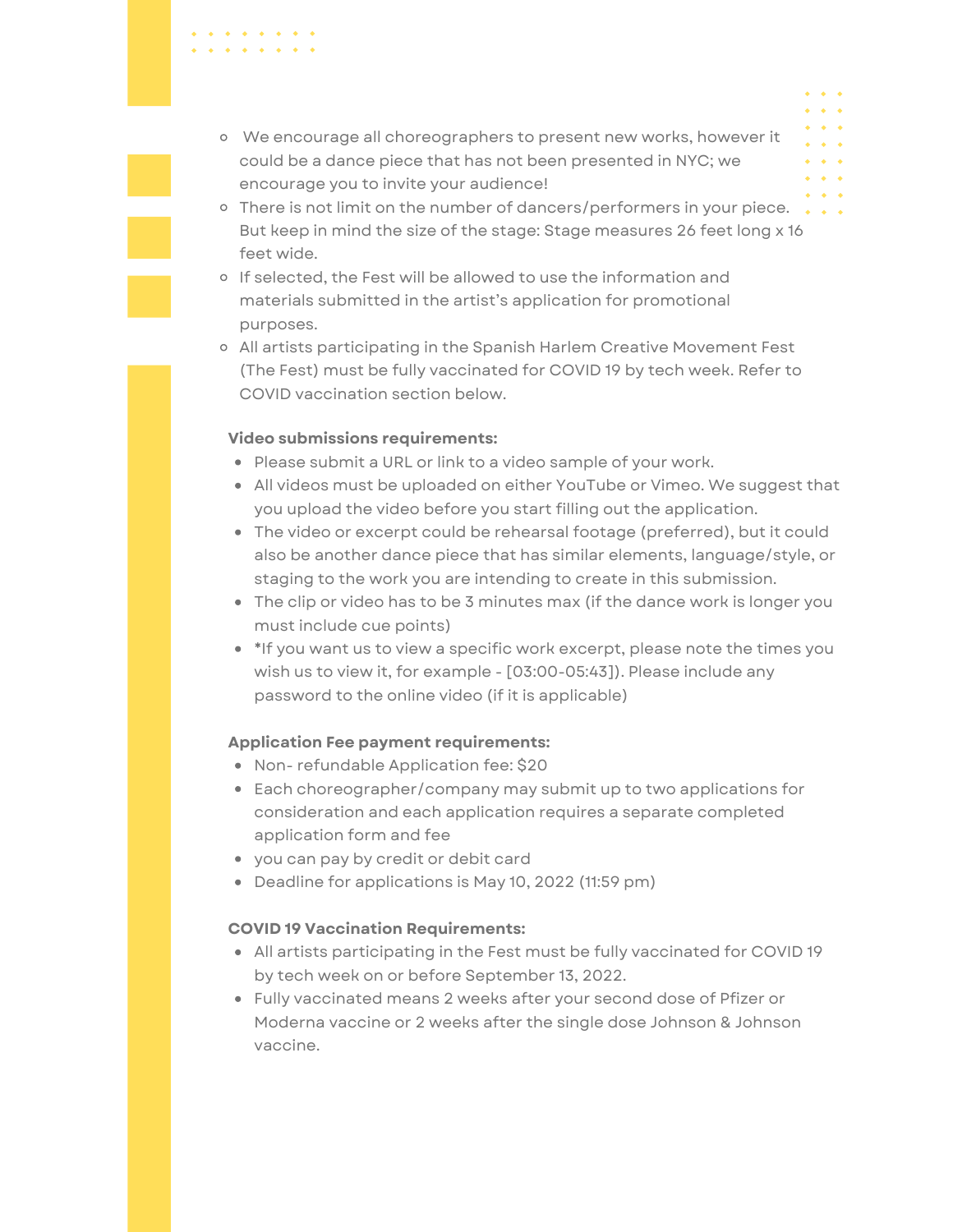- We encourage all choreographers to present new works, however it could be a dance piece that has not been presented in NYC; we encourage you to invite your audience!
- There is not limit on the number of dancers/performers in your piece. But keep in mind the size of the stage: Stage measures 26 feet long x 16 feet wide.
- If selected, the Fest will be allowed to use the information and materials submitted in the artist's application for promotional purposes.
- All artists participating in the Spanish Harlem Creative Movement Fest (The Fest) must be fully vaccinated for COVID 19 by tech week. Refer to COVID vaccination section below.

**Video submissions requirements:**

- Please submit a URL or link to a video sample of your work.
- All videos must be uploaded on either YouTube or Vimeo. We suggest that you upload the video before you start filling out the application.
- The video or excerpt could be rehearsal footage (preferred), but it could also be another dance piece that has similar elements, language/style, or staging to the work you are intending to create in this submission.
- The clip or video has to be 3 minutes max (if the dance work is longer you must include cue points)
- *If you want us to view a specific work excerpt, please note the times you wish us to view it, for example - [03:00-05:43]). Please include any password to the online video (if it is applicable)

**Application Fee payment requirements:**

- Non- refundable Application fee: $20
- Each choreographer/company may submit up to two applications for consideration and each application requires a separate completed application form and fee
- you can pay by credit or debit card
- Deadline for applications is May 10, 2022 (11:59 pm)

**COVID 19 Vaccination Requirements:**

- All artists participating in the Fest must be fully vaccinated for COVID 19 by tech week on or before September 13, 2022.
- Fully vaccinated means 2 weeks after your second dose of Pfizer or Moderna vaccine or 2 weeks after the single dose Johnson & Johnson vaccine.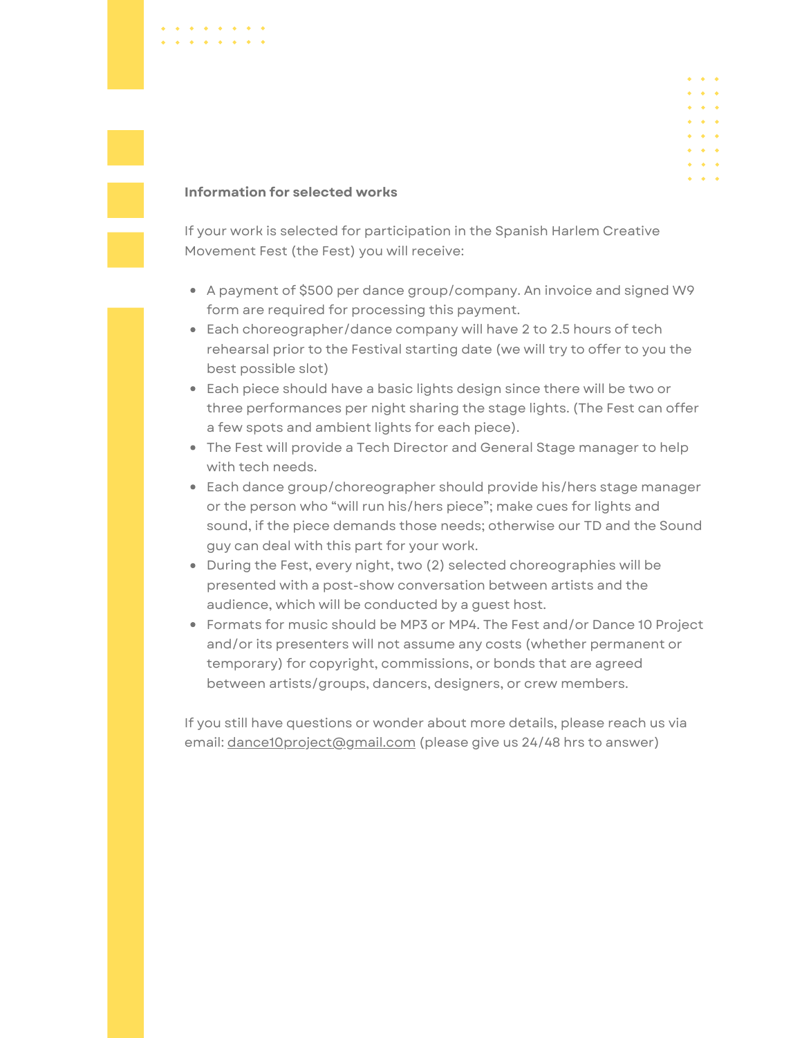**Information for selected works**

If your work is selected for participation in the Spanish Harlem Creative Movement Fest (the Fest) you will receive:

- A payment of $500 per dance group/company. An invoice and signed W9 form are required for processing this payment.
- Each choreographer/dance company will have 2 to 2.5 hours of tech rehearsal prior to the Festival starting date (we will try to offer to you the best possible slot)
- Each piece should have a basic lights design since there will be two or three performances per night sharing the stage lights. (The Fest can offer a few spots and ambient lights for each piece).
- The Fest will provide a Tech Director and General Stage manager to help with tech needs.
- Each dance group/choreographer should provide his/hers stage manager or the person who "will run his/hers piece"; make cues for lights and sound, if the piece demands those needs; otherwise our TD and the Sound guy can deal with this part for your work.
- During the Fest, every night, two (2) selected choreographies will be presented with a post-show conversation between artists and the audience, which will be conducted by a guest host.
- Formats for music should be MP3 or MP4. The Fest and/or Dance 10 Project and/or its presenters will not assume any costs (whether permanent or temporary) for copyright, commissions, or bonds that are agreed between artists/groups, dancers, designers, or crew members.

If you still have questions or wonder about more details, please reach us via email: dance10project@gmail.com (please give us 24/48 hrs to answer)